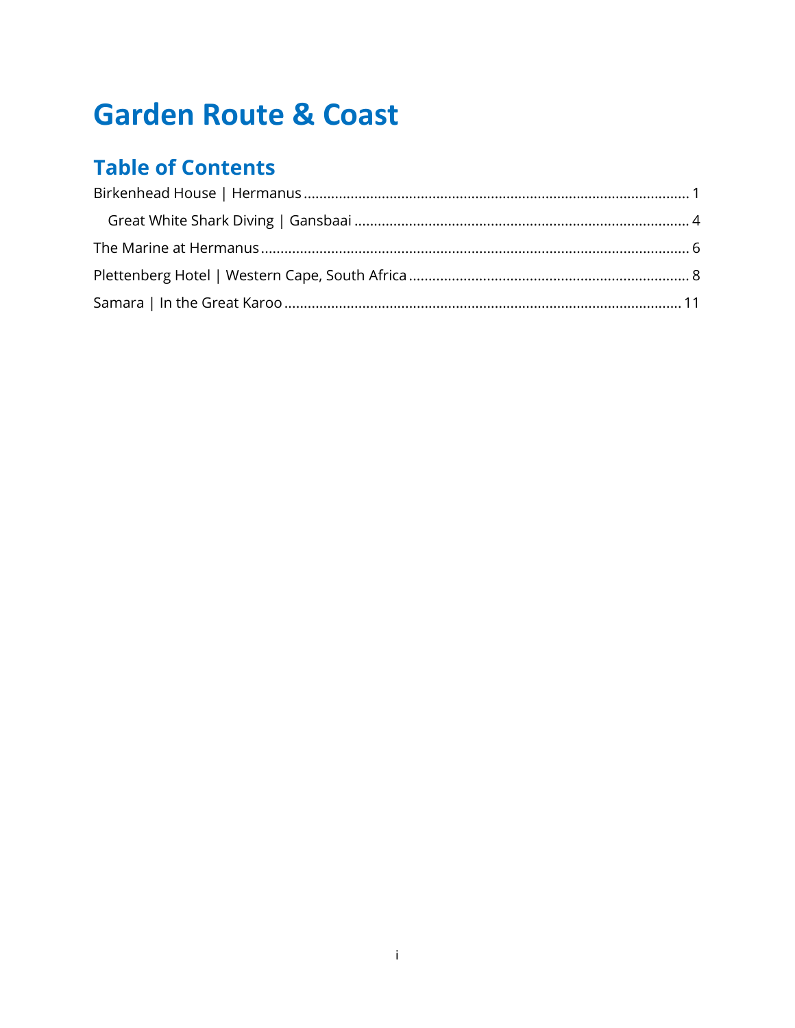# Garden Route & Coast

## Table of Contents

Birkenhead House | Hermanus ........................................................................................................ 1

  Great White Shark Diving | Gansbaai .......................................................................................... 4

The Marine at Hermanus ................................................................................................................. 6

Plettenberg Hotel | Western Cape, South Africa ............................................................................ 8

Samara | In the Great Karoo .......................................................................................................... 11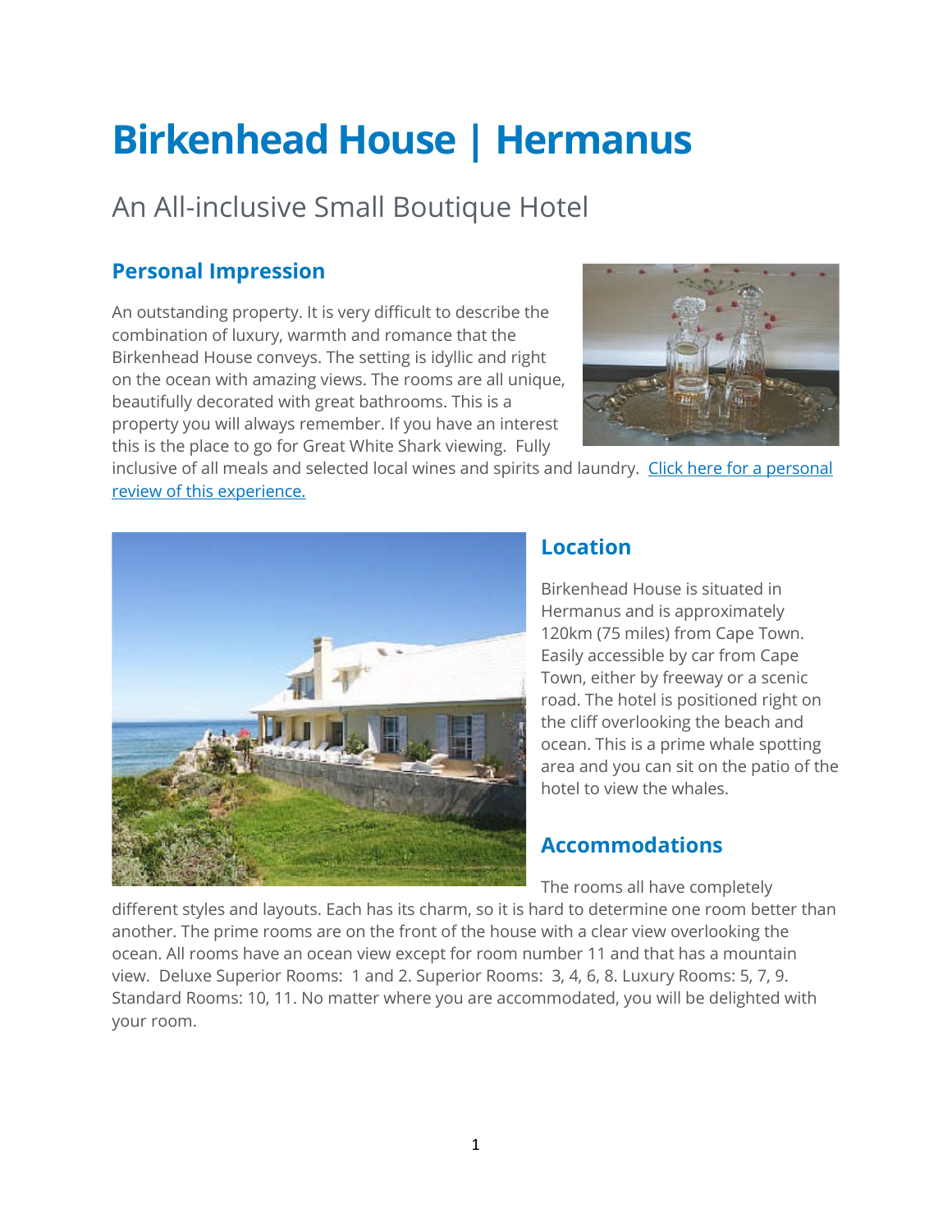# Birkenhead House | Hermanus

## An All-inclusive Small Boutique Hotel

### Personal Impression

An outstanding property. It is very difficult to describe the combination of luxury, warmth and romance that the Birkenhead House conveys. The setting is idyllic and right on the ocean with amazing views. The rooms are all unique, beautifully decorated with great bathrooms. This is a property you will always remember. If you have an interest this is the place to go for Great White Shark viewing. Fully inclusive of all meals and selected local wines and spirits and laundry. [Click here for a personal review of this experience.]

### Location

Birkenhead House is situated in Hermanus and is approximately 120km (75 miles) from Cape Town. Easily accessible by car from Cape Town, either by freeway or a scenic road. The hotel is positioned right on the cliff overlooking the beach and ocean. This is a prime whale spotting area and you can sit on the patio of the hotel to view the whales.

### Accommodations

The rooms all have completely different styles and layouts. Each has its charm, so it is hard to determine one room better than another. The prime rooms are on the front of the house with a clear view overlooking the ocean. All rooms have an ocean view except for room number 11 and that has a mountain view. Deluxe Superior Rooms: 1 and 2. Superior Rooms: 3, 4, 6, 8. Luxury Rooms: 5, 7, 9. Standard Rooms: 10, 11. No matter where you are accommodated, you will be delighted with your room.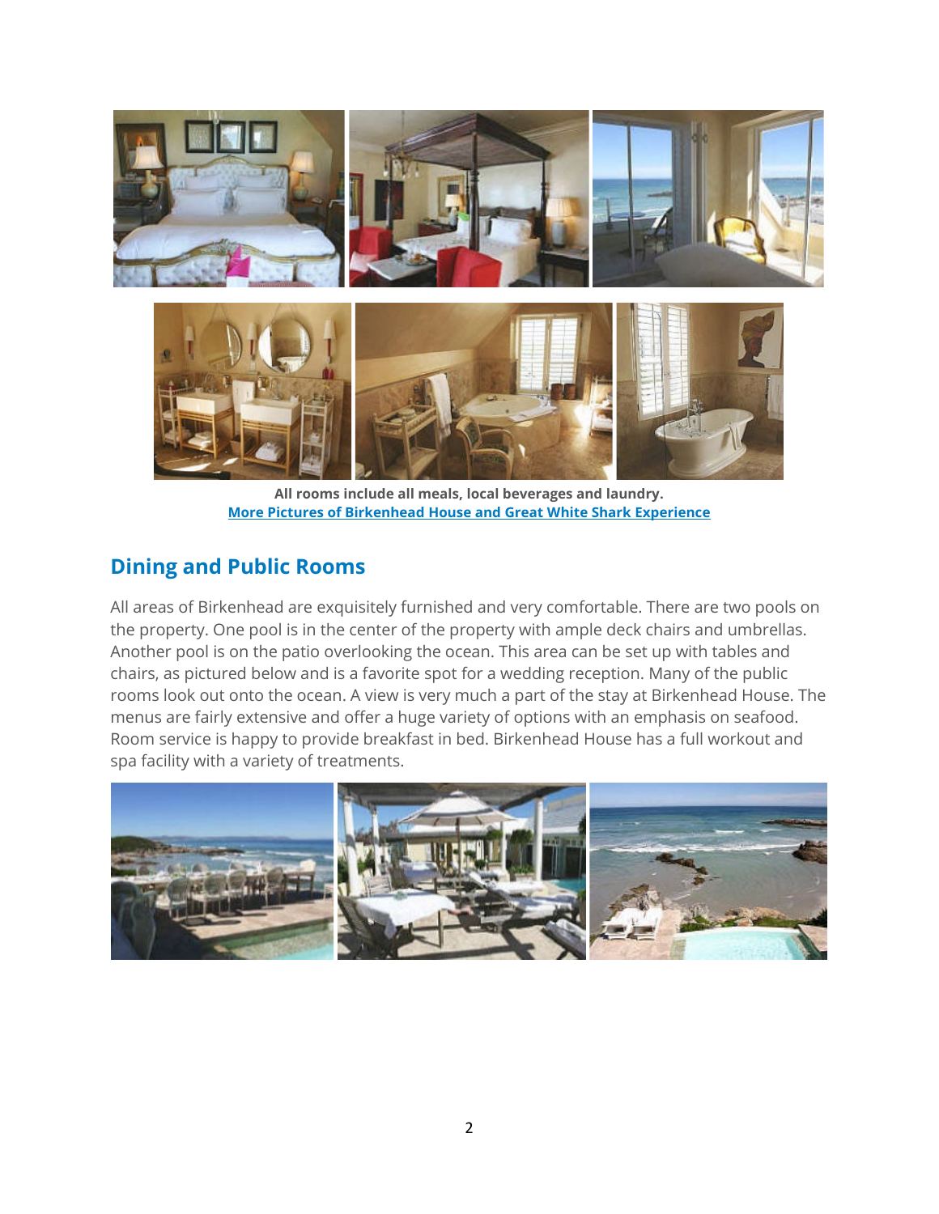**All rooms include all meals, local beverages and laundry.**
**[More Pictures of Birkenhead House and Great White Shark Experience]**

## Dining and Public Rooms

All areas of Birkenhead are exquisitely furnished and very comfortable. There are two pools on the property. One pool is in the center of the property with ample deck chairs and umbrellas. Another pool is on the patio overlooking the ocean. This area can be set up with tables and chairs, as pictured below and is a favorite spot for a wedding reception. Many of the public rooms look out onto the ocean. A view is very much a part of the stay at Birkenhead House. The menus are fairly extensive and offer a huge variety of options with an emphasis on seafood. Room service is happy to provide breakfast in bed. Birkenhead House has a full workout and spa facility with a variety of treatments.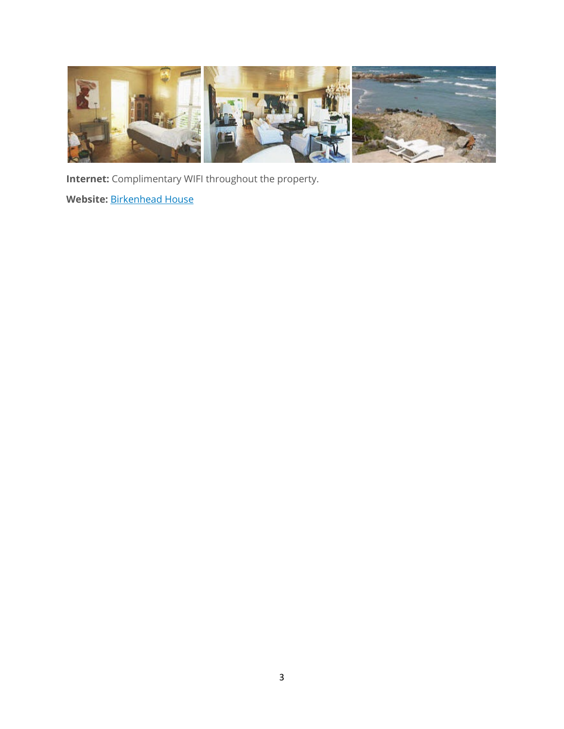**Internet:** Complimentary WIFI throughout the property.

**Website:** [Birkenhead House]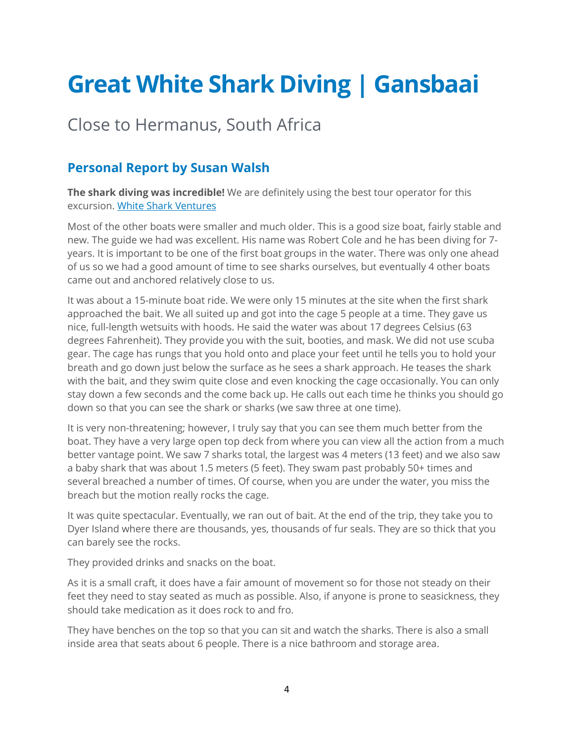# Great White Shark Diving | Gansbaai

Close to Hermanus, South Africa

## Personal Report by Susan Walsh

**The shark diving was incredible!** We are definitely using the best tour operator for this excursion. [White Shark Ventures]

Most of the other boats were smaller and much older. This is a good size boat, fairly stable and new. The guide we had was excellent. His name was Robert Cole and he has been diving for 7-years. It is important to be one of the first boat groups in the water. There was only one ahead of us so we had a good amount of time to see sharks ourselves, but eventually 4 other boats came out and anchored relatively close to us.

It was about a 15-minute boat ride. We were only 15 minutes at the site when the first shark approached the bait. We all suited up and got into the cage 5 people at a time. They gave us nice, full-length wetsuits with hoods. He said the water was about 17 degrees Celsius (63 degrees Fahrenheit). They provide you with the suit, booties, and mask. We did not use scuba gear. The cage has rungs that you hold onto and place your feet until he tells you to hold your breath and go down just below the surface as he sees a shark approach. He teases the shark with the bait, and they swim quite close and even knocking the cage occasionally. You can only stay down a few seconds and the come back up. He calls out each time he thinks you should go down so that you can see the shark or sharks (we saw three at one time).

It is very non-threatening; however, I truly say that you can see them much better from the boat. They have a very large open top deck from where you can view all the action from a much better vantage point. We saw 7 sharks total, the largest was 4 meters (13 feet) and we also saw a baby shark that was about 1.5 meters (5 feet). They swam past probably 50+ times and several breached a number of times. Of course, when you are under the water, you miss the breach but the motion really rocks the cage.

It was quite spectacular. Eventually, we ran out of bait. At the end of the trip, they take you to Dyer Island where there are thousands, yes, thousands of fur seals. They are so thick that you can barely see the rocks.

They provided drinks and snacks on the boat.

As it is a small craft, it does have a fair amount of movement so for those not steady on their feet they need to stay seated as much as possible. Also, if anyone is prone to seasickness, they should take medication as it does rock to and fro.

They have benches on the top so that you can sit and watch the sharks. There is also a small inside area that seats about 6 people. There is a nice bathroom and storage area.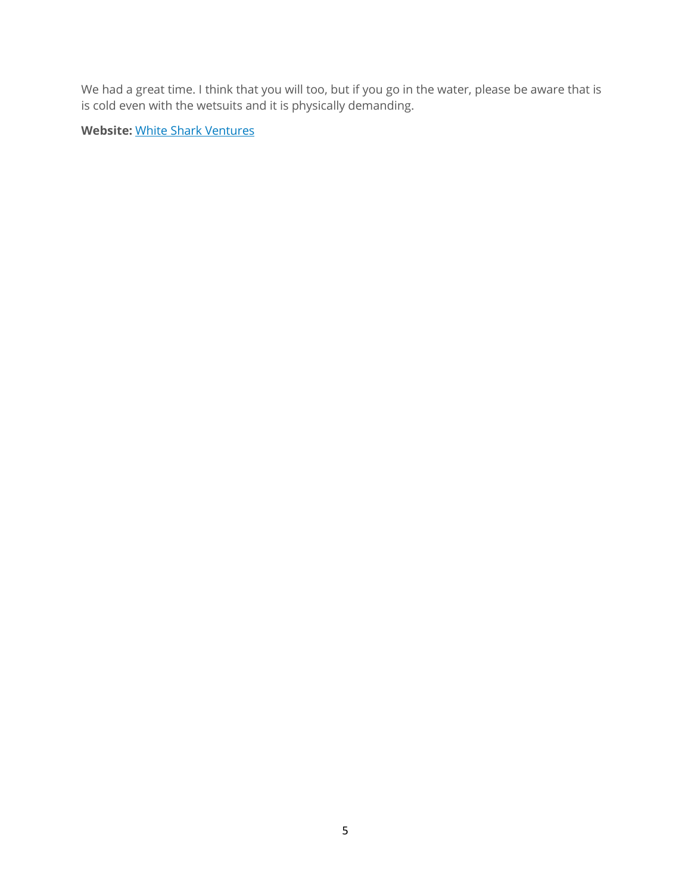We had a great time. I think that you will too, but if you go in the water, please be aware that is is cold even with the wetsuits and it is physically demanding.

**Website:** White Shark Ventures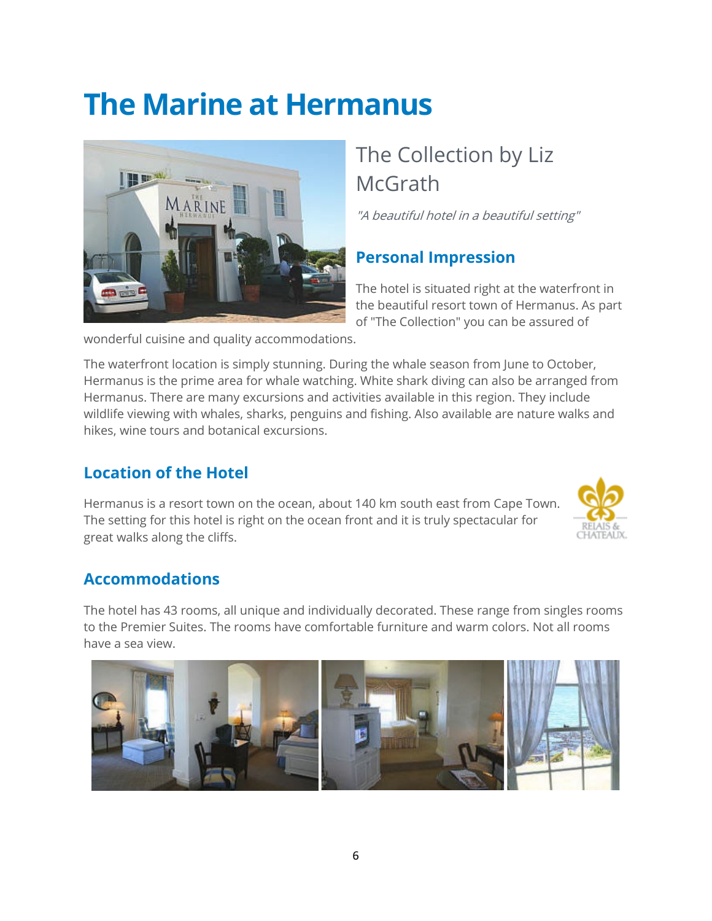# The Marine at Hermanus

## The Collection by Liz McGrath

*"A beautiful hotel in a beautiful setting"*

### Personal Impression

The hotel is situated right at the waterfront in the beautiful resort town of Hermanus. As part of "The Collection" you can be assured of wonderful cuisine and quality accommodations.

The waterfront location is simply stunning. During the whale season from June to October, Hermanus is the prime area for whale watching. White shark diving can also be arranged from Hermanus. There are many excursions and activities available in this region. They include wildlife viewing with whales, sharks, penguins and fishing. Also available are nature walks and hikes, wine tours and botanical excursions.

### Location of the Hotel

Hermanus is a resort town on the ocean, about 140 km south east from Cape Town. The setting for this hotel is right on the ocean front and it is truly spectacular for great walks along the cliffs.

### Accommodations

The hotel has 43 rooms, all unique and individually decorated. These range from singles rooms to the Premier Suites. The rooms have comfortable furniture and warm colors. Not all rooms have a sea view.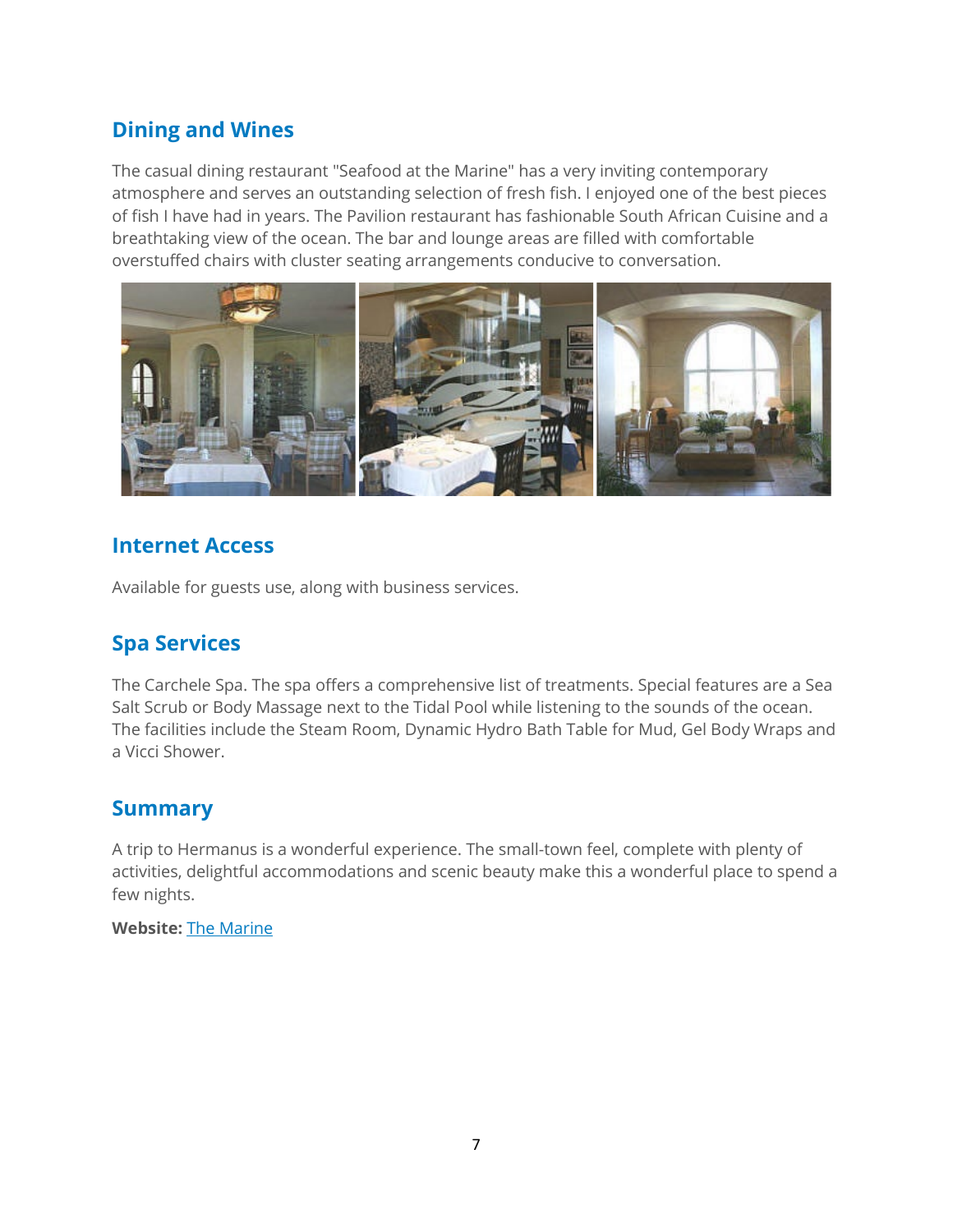## Dining and Wines

The casual dining restaurant "Seafood at the Marine" has a very inviting contemporary atmosphere and serves an outstanding selection of fresh fish. I enjoyed one of the best pieces of fish I have had in years. The Pavilion restaurant has fashionable South African Cuisine and a breathtaking view of the ocean. The bar and lounge areas are filled with comfortable overstuffed chairs with cluster seating arrangements conducive to conversation.

## Internet Access

Available for guests use, along with business services.

## Spa Services

The Carchele Spa. The spa offers a comprehensive list of treatments. Special features are a Sea Salt Scrub or Body Massage next to the Tidal Pool while listening to the sounds of the ocean. The facilities include the Steam Room, Dynamic Hydro Bath Table for Mud, Gel Body Wraps and a Vicci Shower.

## Summary

A trip to Hermanus is a wonderful experience. The small-town feel, complete with plenty of activities, delightful accommodations and scenic beauty make this a wonderful place to spend a few nights.

**Website:** [The Marine]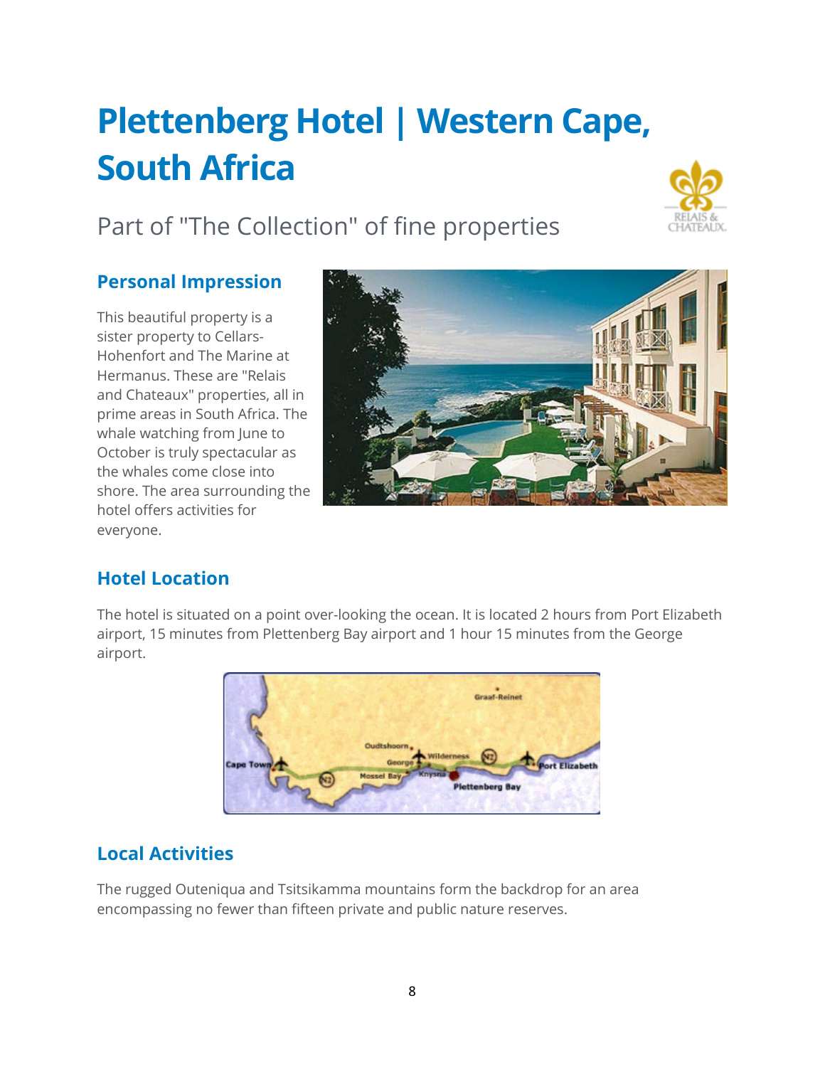# Plettenberg Hotel | Western Cape, South Africa

Part of "The Collection" of fine properties

## Personal Impression

This beautiful property is a sister property to Cellars-Hohenfort and The Marine at Hermanus. These are "Relais and Chateaux" properties, all in prime areas in South Africa. The whale watching from June to October is truly spectacular as the whales come close into shore. The area surrounding the hotel offers activities for everyone.

## Hotel Location

The hotel is situated on a point over-looking the ocean. It is located 2 hours from Port Elizabeth airport, 15 minutes from Plettenberg Bay airport and 1 hour 15 minutes from the George airport.

## Local Activities

The rugged Outeniqua and Tsitsikamma mountains form the backdrop for an area encompassing no fewer than fifteen private and public nature reserves.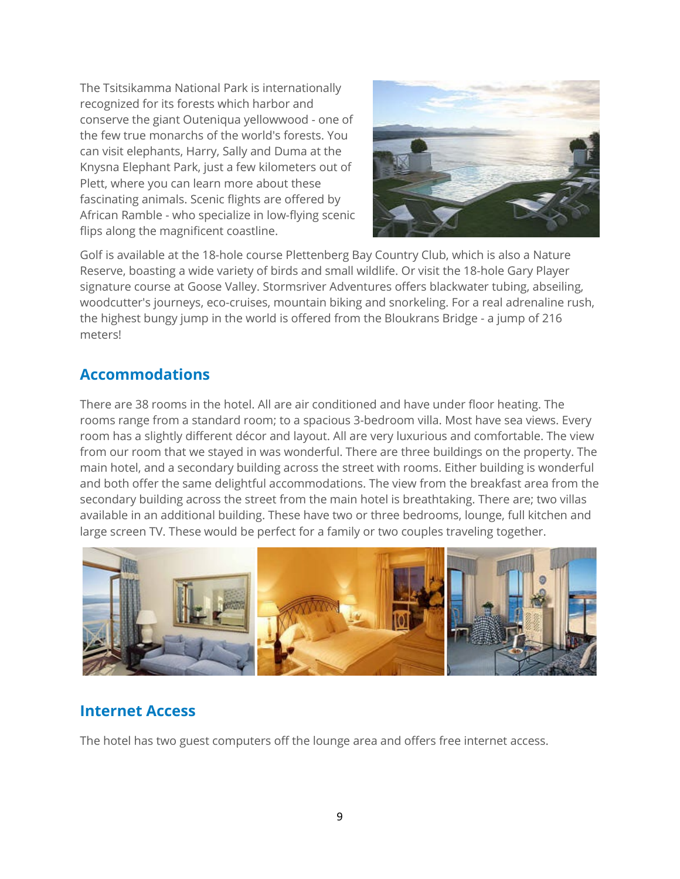The Tsitsikamma National Park is internationally recognized for its forests which harbor and conserve the giant Outeniqua yellowwood - one of the few true monarchs of the world's forests. You can visit elephants, Harry, Sally and Duma at the Knysna Elephant Park, just a few kilometers out of Plett, where you can learn more about these fascinating animals. Scenic flights are offered by African Ramble - who specialize in low-flying scenic flips along the magnificent coastline.

Golf is available at the 18-hole course Plettenberg Bay Country Club, which is also a Nature Reserve, boasting a wide variety of birds and small wildlife. Or visit the 18-hole Gary Player signature course at Goose Valley. Stormsriver Adventures offers blackwater tubing, abseiling, woodcutter's journeys, eco-cruises, mountain biking and snorkeling. For a real adrenaline rush, the highest bungy jump in the world is offered from the Bloukrans Bridge - a jump of 216 meters!

## Accommodations

There are 38 rooms in the hotel. All are air conditioned and have under floor heating. The rooms range from a standard room; to a spacious 3-bedroom villa. Most have sea views. Every room has a slightly different décor and layout. All are very luxurious and comfortable. The view from our room that we stayed in was wonderful. There are three buildings on the property. The main hotel, and a secondary building across the street with rooms. Either building is wonderful and both offer the same delightful accommodations. The view from the breakfast area from the secondary building across the street from the main hotel is breathtaking. There are; two villas available in an additional building. These have two or three bedrooms, lounge, full kitchen and large screen TV. These would be perfect for a family or two couples traveling together.

## Internet Access

The hotel has two guest computers off the lounge area and offers free internet access.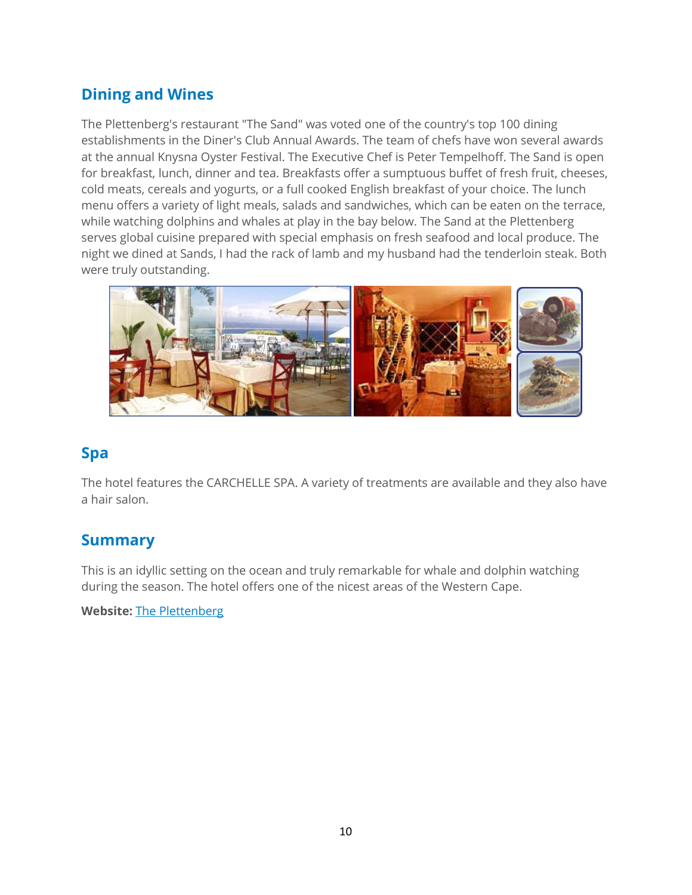## Dining and Wines

The Plettenberg's restaurant "The Sand" was voted one of the country's top 100 dining establishments in the Diner's Club Annual Awards. The team of chefs have won several awards at the annual Knysna Oyster Festival. The Executive Chef is Peter Tempelhoff. The Sand is open for breakfast, lunch, dinner and tea. Breakfasts offer a sumptuous buffet of fresh fruit, cheeses, cold meats, cereals and yogurts, or a full cooked English breakfast of your choice. The lunch menu offers a variety of light meals, salads and sandwiches, which can be eaten on the terrace, while watching dolphins and whales at play in the bay below. The Sand at the Plettenberg serves global cuisine prepared with special emphasis on fresh seafood and local produce. The night we dined at Sands, I had the rack of lamb and my husband had the tenderloin steak. Both were truly outstanding.

## Spa

The hotel features the CARCHELLE SPA. A variety of treatments are available and they also have a hair salon.

## Summary

This is an idyllic setting on the ocean and truly remarkable for whale and dolphin watching during the season. The hotel offers one of the nicest areas of the Western Cape.

**Website:** [The Plettenberg]()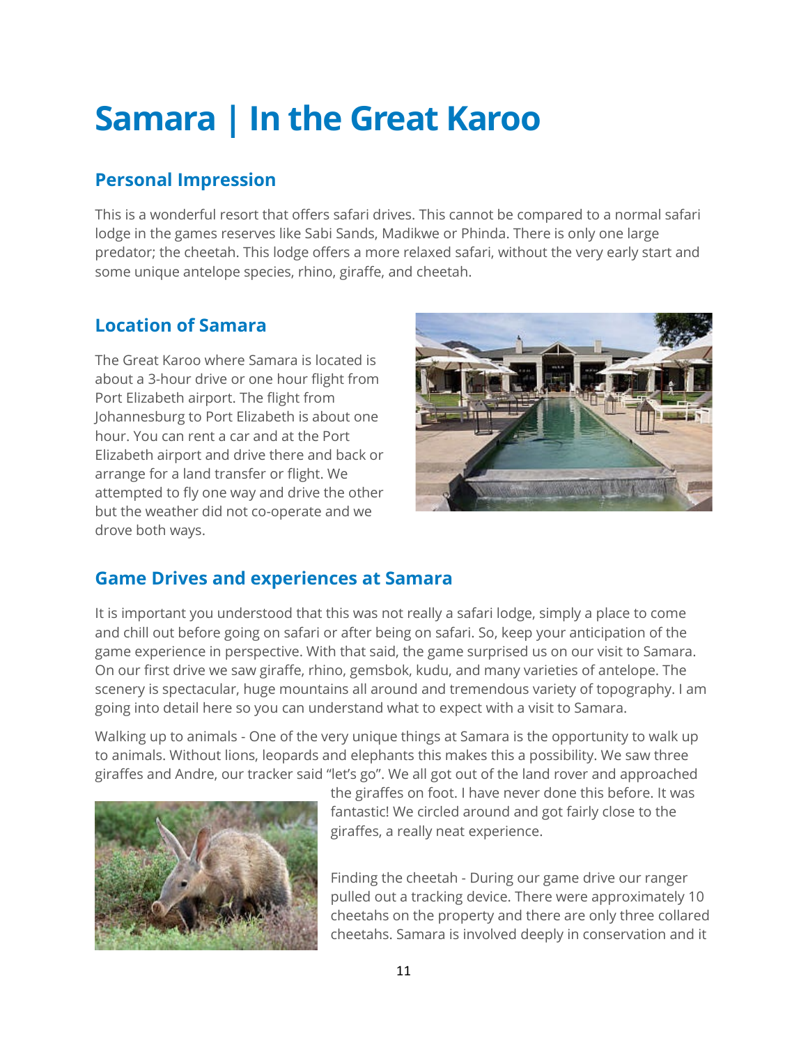# Samara | In the Great Karoo

## Personal Impression

This is a wonderful resort that offers safari drives. This cannot be compared to a normal safari lodge in the games reserves like Sabi Sands, Madikwe or Phinda. There is only one large predator; the cheetah. This lodge offers a more relaxed safari, without the very early start and some unique antelope species, rhino, giraffe, and cheetah.

## Location of Samara

The Great Karoo where Samara is located is about a 3-hour drive or one hour flight from Port Elizabeth airport. The flight from Johannesburg to Port Elizabeth is about one hour. You can rent a car and at the Port Elizabeth airport and drive there and back or arrange for a land transfer or flight. We attempted to fly one way and drive the other but the weather did not co-operate and we drove both ways.

## Game Drives and experiences at Samara

It is important you understood that this was not really a safari lodge, simply a place to come and chill out before going on safari or after being on safari. So, keep your anticipation of the game experience in perspective. With that said, the game surprised us on our visit to Samara. On our first drive we saw giraffe, rhino, gemsbok, kudu, and many varieties of antelope. The scenery is spectacular, huge mountains all around and tremendous variety of topography. I am going into detail here so you can understand what to expect with a visit to Samara.

Walking up to animals - One of the very unique things at Samara is the opportunity to walk up to animals. Without lions, leopards and elephants this makes this a possibility. We saw three giraffes and Andre, our tracker said "let's go". We all got out of the land rover and approached the giraffes on foot. I have never done this before. It was fantastic! We circled around and got fairly close to the giraffes, a really neat experience.

Finding the cheetah - During our game drive our ranger pulled out a tracking device. There were approximately 10 cheetahs on the property and there are only three collared cheetahs. Samara is involved deeply in conservation and it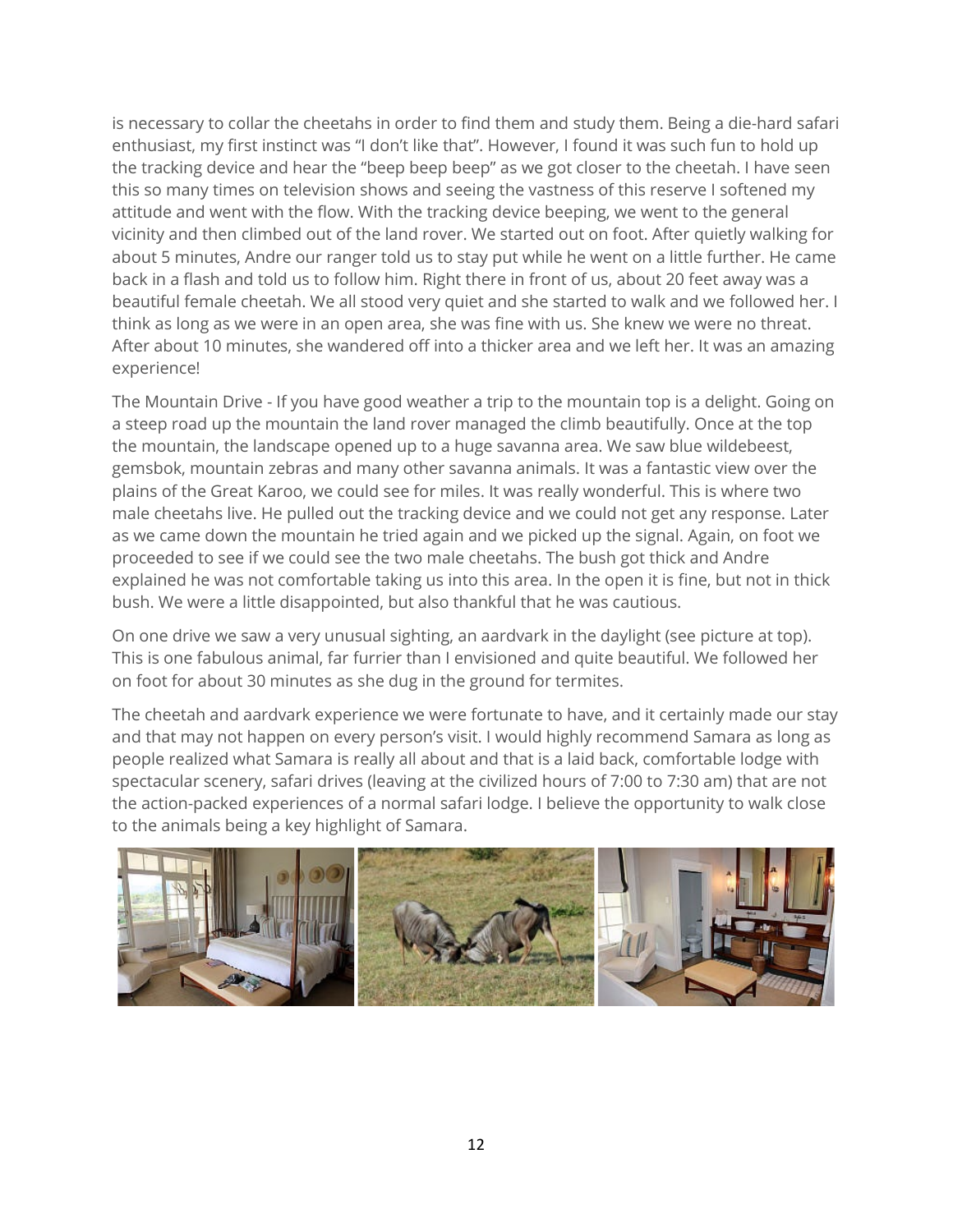is necessary to collar the cheetahs in order to find them and study them. Being a die-hard safari enthusiast, my first instinct was "I don't like that". However, I found it was such fun to hold up the tracking device and hear the "beep beep beep" as we got closer to the cheetah. I have seen this so many times on television shows and seeing the vastness of this reserve I softened my attitude and went with the flow. With the tracking device beeping, we went to the general vicinity and then climbed out of the land rover. We started out on foot. After quietly walking for about 5 minutes, Andre our ranger told us to stay put while he went on a little further. He came back in a flash and told us to follow him. Right there in front of us, about 20 feet away was a beautiful female cheetah. We all stood very quiet and she started to walk and we followed her. I think as long as we were in an open area, she was fine with us. She knew we were no threat. After about 10 minutes, she wandered off into a thicker area and we left her. It was an amazing experience!

The Mountain Drive - If you have good weather a trip to the mountain top is a delight. Going on a steep road up the mountain the land rover managed the climb beautifully. Once at the top the mountain, the landscape opened up to a huge savanna area. We saw blue wildebeest, gemsbok, mountain zebras and many other savanna animals. It was a fantastic view over the plains of the Great Karoo, we could see for miles. It was really wonderful. This is where two male cheetahs live. He pulled out the tracking device and we could not get any response. Later as we came down the mountain he tried again and we picked up the signal. Again, on foot we proceeded to see if we could see the two male cheetahs. The bush got thick and Andre explained he was not comfortable taking us into this area. In the open it is fine, but not in thick bush. We were a little disappointed, but also thankful that he was cautious.

On one drive we saw a very unusual sighting, an aardvark in the daylight (see picture at top). This is one fabulous animal, far furrier than I envisioned and quite beautiful. We followed her on foot for about 30 minutes as she dug in the ground for termites.

The cheetah and aardvark experience we were fortunate to have, and it certainly made our stay and that may not happen on every person's visit. I would highly recommend Samara as long as people realized what Samara is really all about and that is a laid back, comfortable lodge with spectacular scenery, safari drives (leaving at the civilized hours of 7:00 to 7:30 am) that are not the action-packed experiences of a normal safari lodge. I believe the opportunity to walk close to the animals being a key highlight of Samara.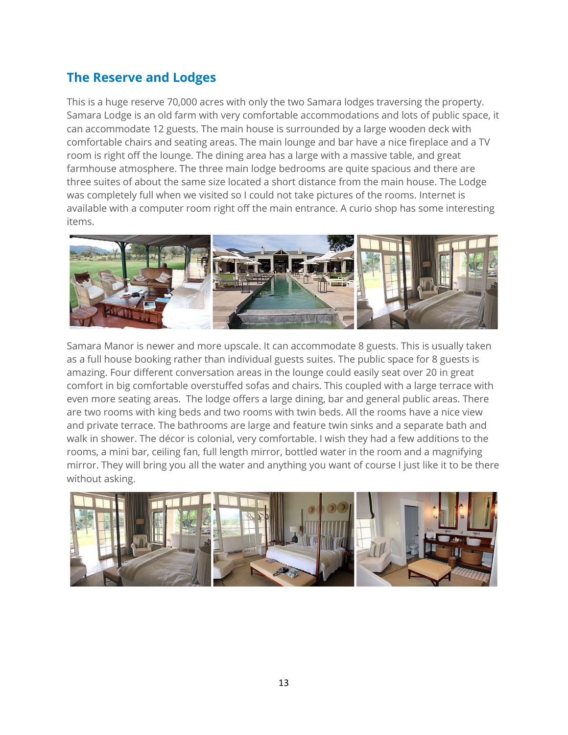## The Reserve and Lodges

This is a huge reserve 70,000 acres with only the two Samara lodges traversing the property. Samara Lodge is an old farm with very comfortable accommodations and lots of public space, it can accommodate 12 guests. The main house is surrounded by a large wooden deck with comfortable chairs and seating areas. The main lounge and bar have a nice fireplace and a TV room is right off the lounge. The dining area has a large with a massive table, and great farmhouse atmosphere. The three main lodge bedrooms are quite spacious and there are three suites of about the same size located a short distance from the main house. The Lodge was completely full when we visited so I could not take pictures of the rooms. Internet is available with a computer room right off the main entrance. A curio shop has some interesting items.

Samara Manor is newer and more upscale. It can accommodate 8 guests. This is usually taken as a full house booking rather than individual guests suites. The public space for 8 guests is amazing. Four different conversation areas in the lounge could easily seat over 20 in great comfort in big comfortable overstuffed sofas and chairs. This coupled with a large terrace with even more seating areas. The lodge offers a large dining, bar and general public areas. There are two rooms with king beds and two rooms with twin beds. All the rooms have a nice view and private terrace. The bathrooms are large and feature twin sinks and a separate bath and walk in shower. The décor is colonial, very comfortable. I wish they had a few additions to the rooms, a mini bar, ceiling fan, full length mirror, bottled water in the room and a magnifying mirror. They will bring you all the water and anything you want of course I just like it to be there without asking.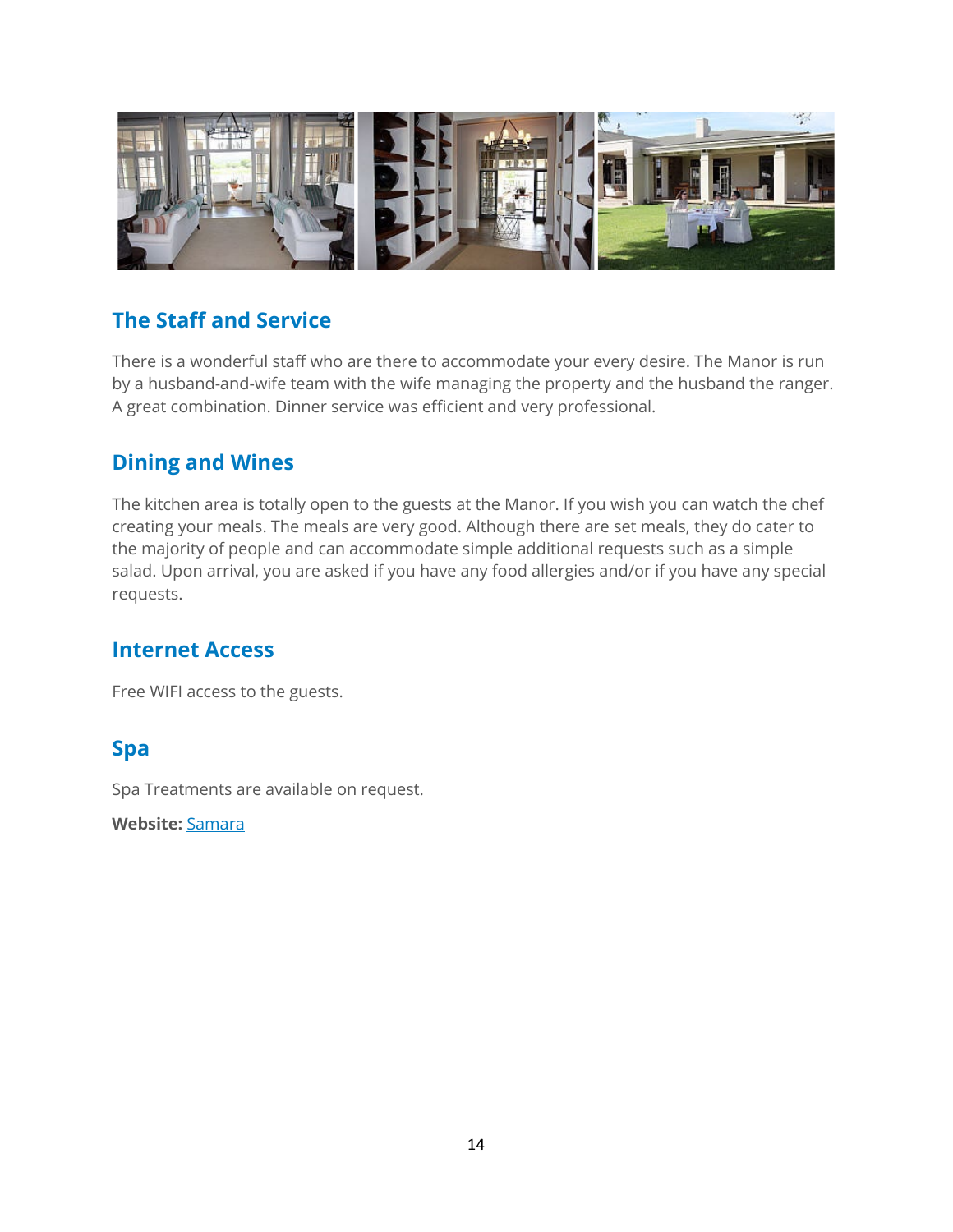## The Staff and Service

There is a wonderful staff who are there to accommodate your every desire. The Manor is run by a husband-and-wife team with the wife managing the property and the husband the ranger. A great combination. Dinner service was efficient and very professional.

## Dining and Wines

The kitchen area is totally open to the guests at the Manor. If you wish you can watch the chef creating your meals. The meals are very good. Although there are set meals, they do cater to the majority of people and can accommodate simple additional requests such as a simple salad. Upon arrival, you are asked if you have any food allergies and/or if you have any special requests.

## Internet Access

Free WIFI access to the guests.

## Spa

Spa Treatments are available on request.

**Website:** Samara